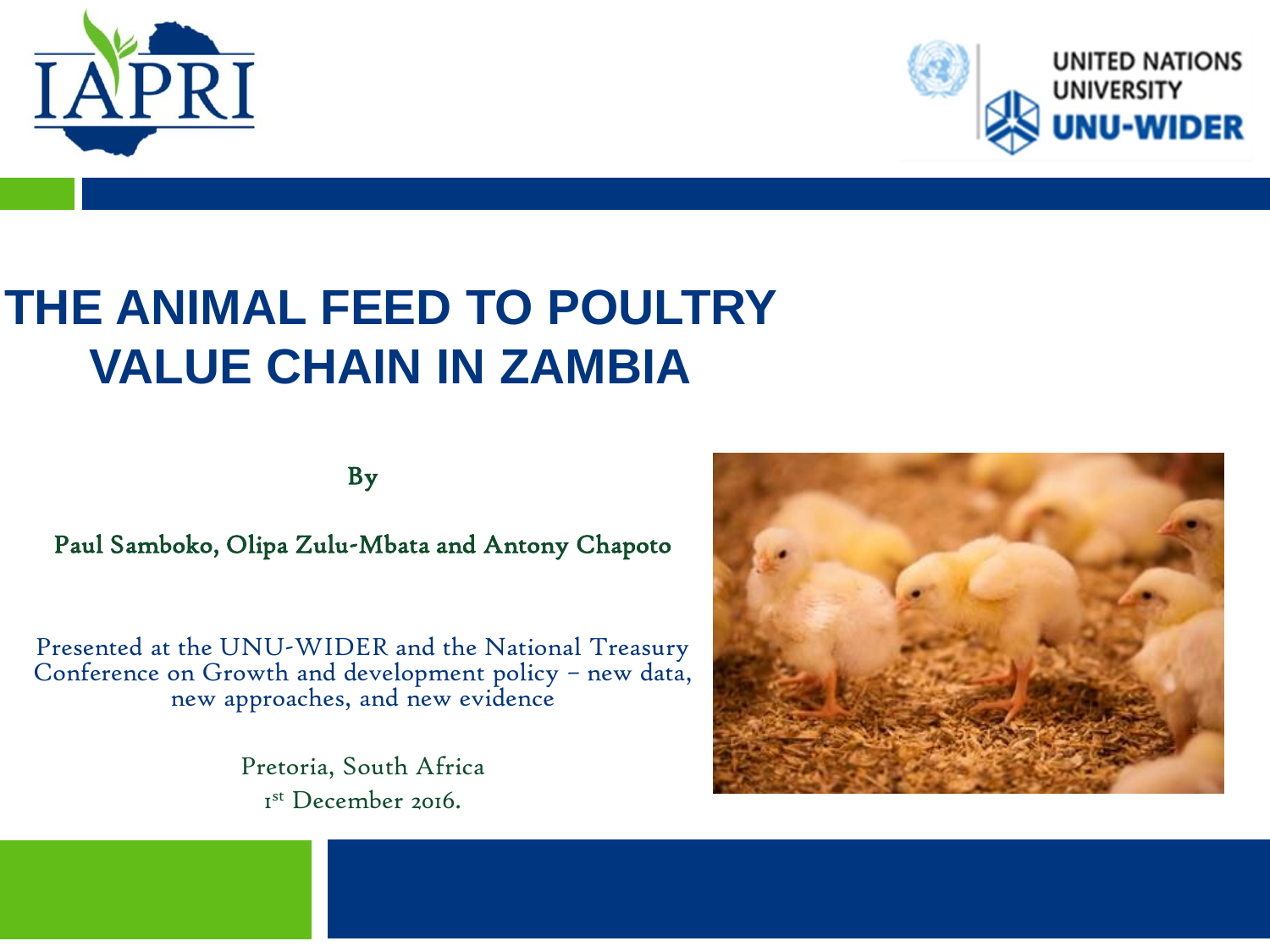# THE ANIMAL FEED TO POULTRY VALUE CHAIN IN ZAMBIA

By

Paul Samboko, Olipa Zulu-Mbata and Antony Chapoto

Presented at the UNU-WIDER and the National Treasury Conference on Growth and development policy – new data, new approaches, and new evidence

Pretoria, South Africa
1st December 2016.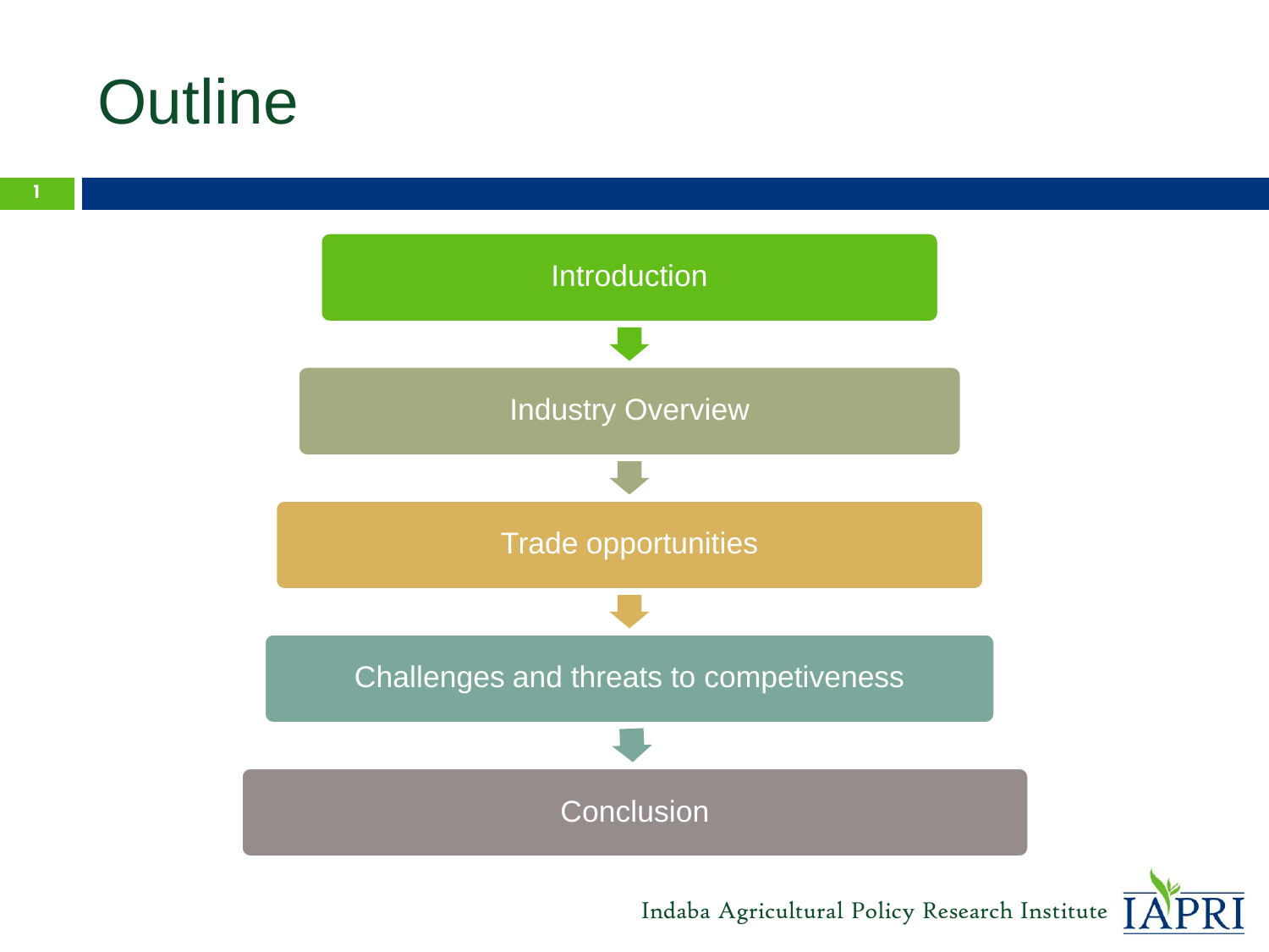# Outline

- Introduction
- Industry Overview
- Trade opportunities
- Challenges and threats to competiveness
- Conclusion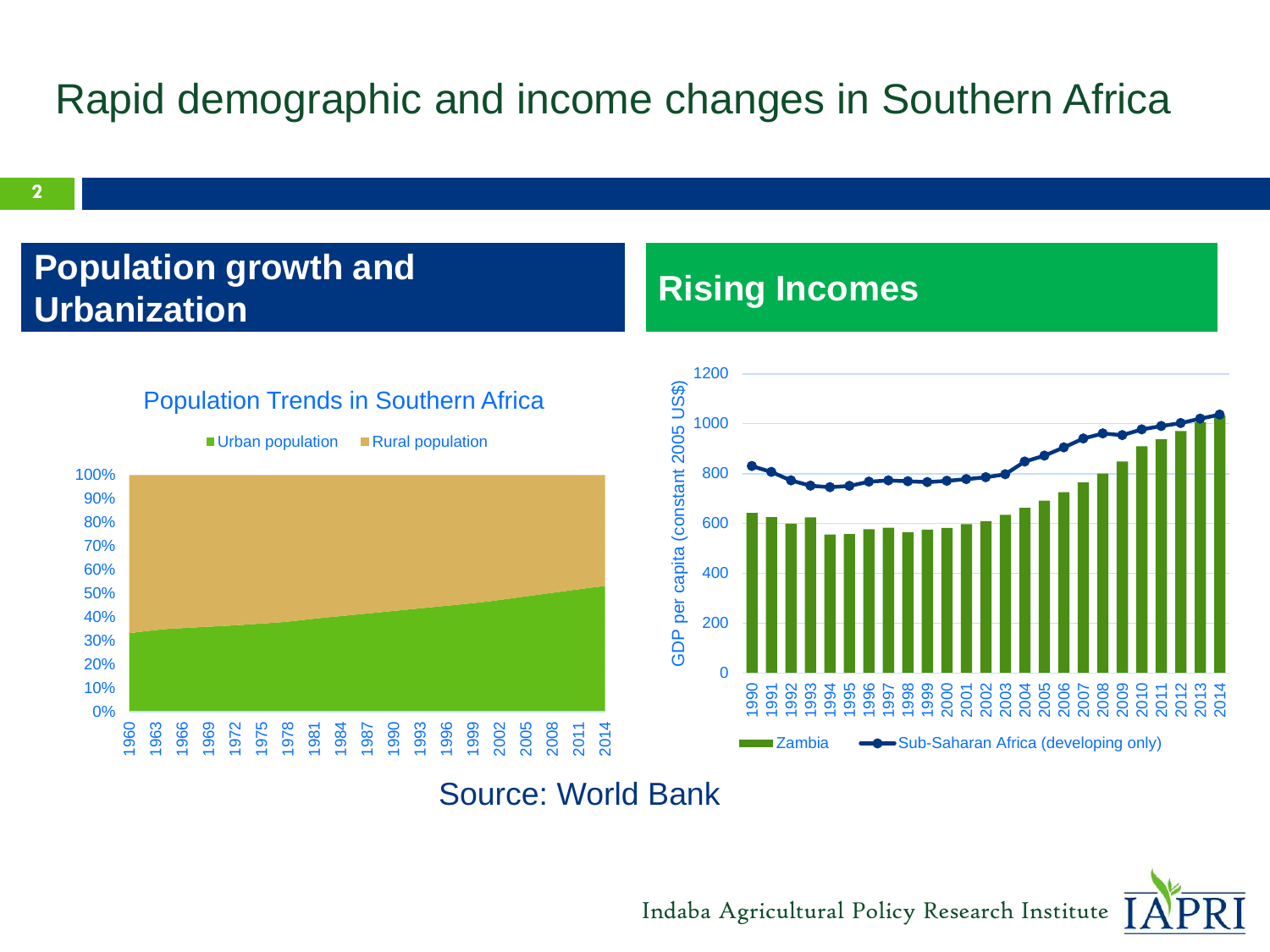# Rapid demographic and income changes in Southern Africa

## Population growth and Urbanization

Population Trends in Southern Africa

Urban population   Rural population

## Rising Incomes

GDP per capita (constant 2005 US$)

Zambia   Sub-Saharan Africa (developing only)

Source: World Bank

Indaba Agricultural Policy Research Institute IAPRI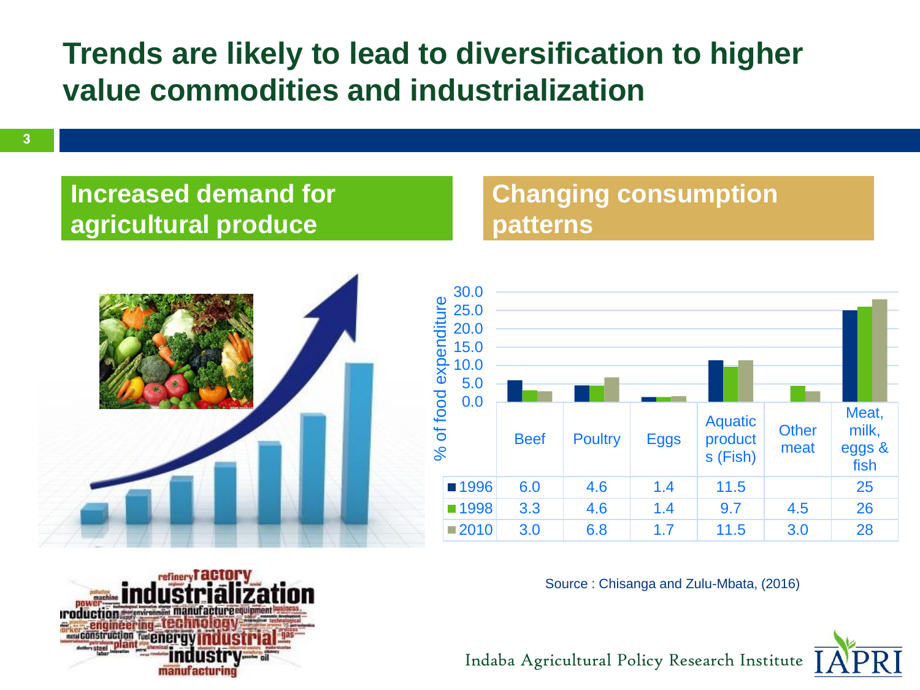# Trends are likely to lead to diversification to higher value commodities and industrialization

## Increased demand for agricultural produce

## Changing consumption patterns

% of food expenditure

| | Beef | Poultry | Eggs | Aquatic products (Fish) | Other meat | Meat, milk, eggs & fish |
|---|---|---|---|---|---|---|
| 1996 | 6.0 | 4.6 | 1.4 | 11.5 | | 25 |
| 1998 | 3.3 | 4.6 | 1.4 | 9.7 | 4.5 | 26 |
| 2010 | 3.0 | 6.8 | 1.7 | 11.5 | 3.0 | 28 |

Source : Chisanga and Zulu-Mbata, (2016)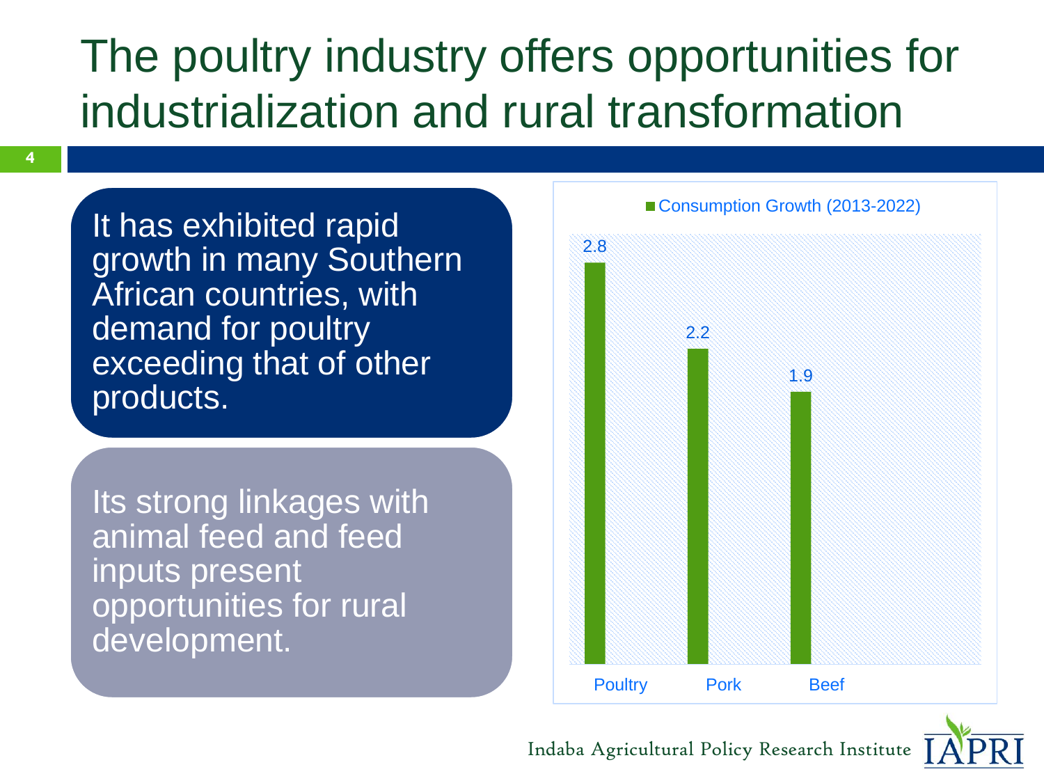# The poultry industry offers opportunities for industrialization and rural transformation

It has exhibited rapid growth in many Southern African countries, with demand for poultry exceeding that of other products.

Its strong linkages with animal feed and feed inputs present opportunities for rural development.

Consumption Growth (2013-2022)

| | Consumption Growth (2013-2022) |
|---|---|
| Poultry | 2.8 |
| Pork | 2.2 |
| Beef | 1.9 |

Indaba Agricultural Policy Research Institute IAPRI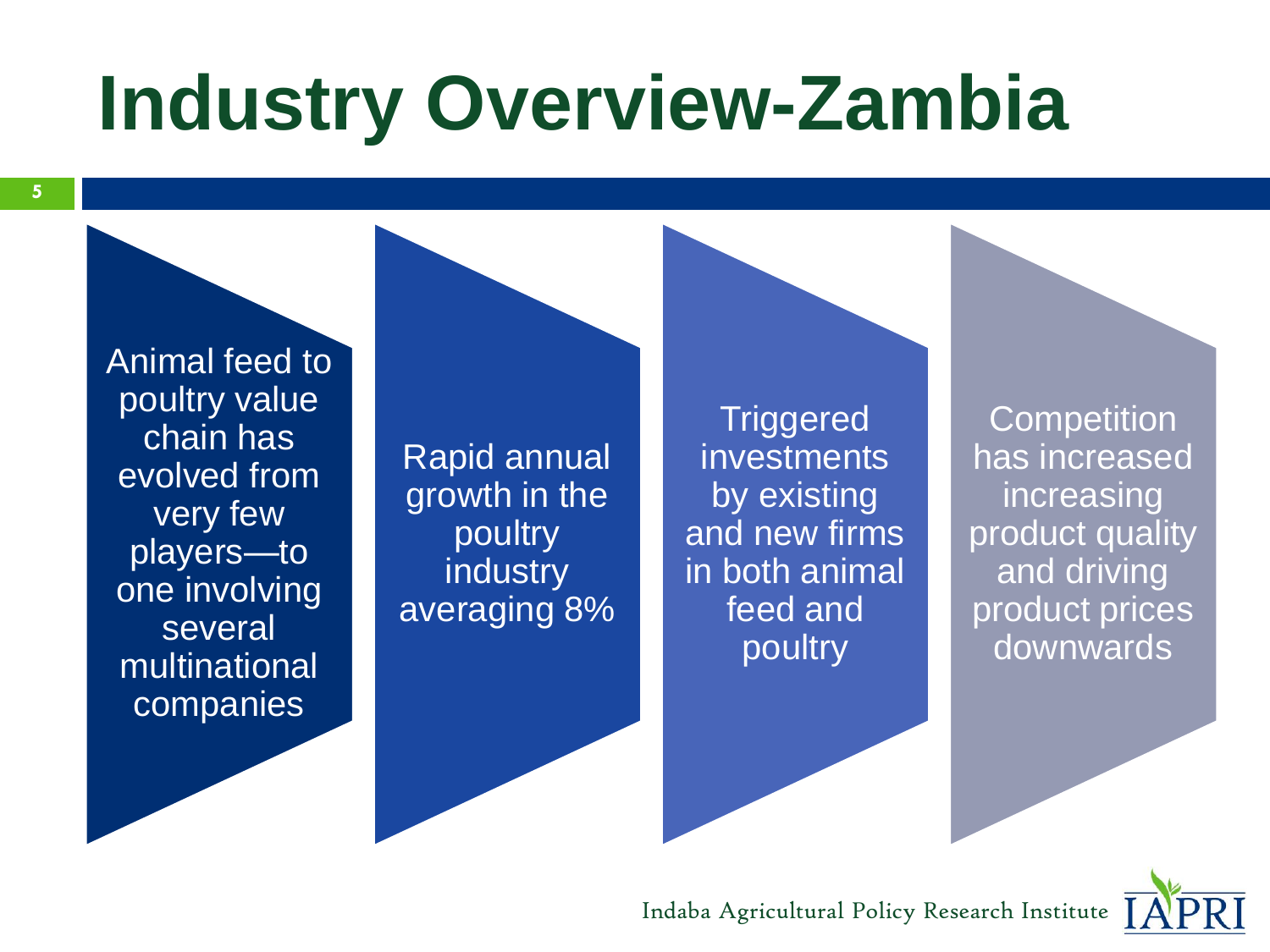# Industry Overview-Zambia

- Animal feed to poultry value chain has evolved from very few players—to one involving several multinational companies
- Rapid annual growth in the poultry industry averaging 8%
- Triggered investments by existing and new firms in both animal feed and poultry
- Competition has increased increasing product quality and driving product prices downwards

Indaba Agricultural Policy Research Institute IAPRI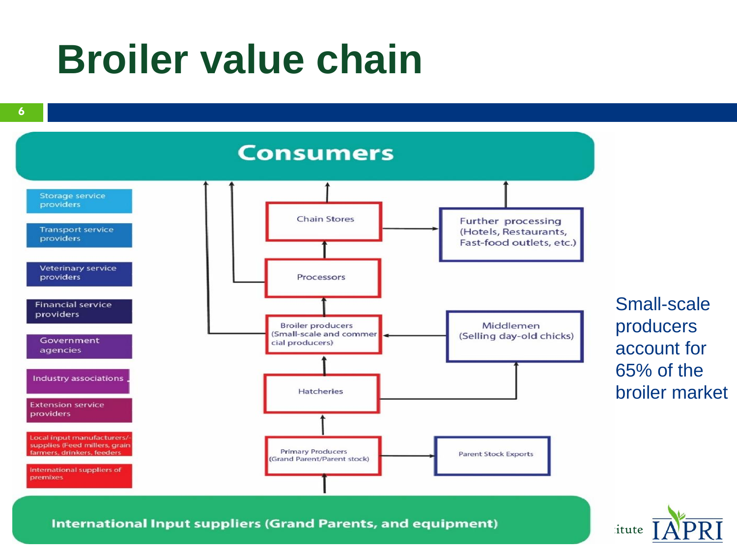# Broiler value chain

**Consumers**

- Storage service providers
- Transport service providers
- Veterinary service providers
- Financial service providers
- Government agencies
- Industry associations
- Extension service providers
- Local input manufacturers/-supplies (Feed millers, grain farmers, drinkers, feeders
- International suppliers of premixes

Chain Stores

Further processing (Hotels, Restaurants, Fast-food outlets, etc.)

Processors

Broiler producers (Small-scale and commercial producers)

Middlemen (Selling day-old chicks)

Hatcheries

Primary Producers (Grand Parent/Parent stock)

Parent Stock Exports

**International Input suppliers (Grand Parents, and equipment)**

Small-scale producers account for 65% of the broiler market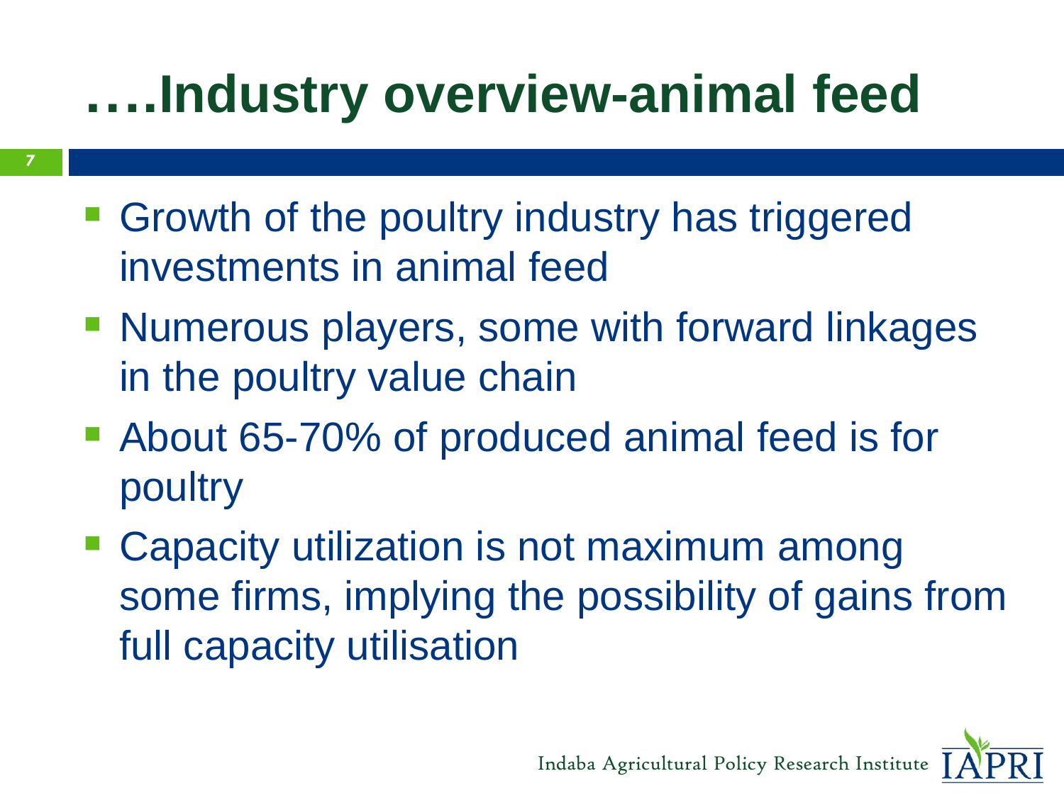# ….Industry overview-animal feed

- Growth of the poultry industry has triggered investments in animal feed
- Numerous players, some with forward linkages in the poultry value chain
- About 65-70% of produced animal feed is for poultry
- Capacity utilization is not maximum among some firms, implying the possibility of gains from full capacity utilisation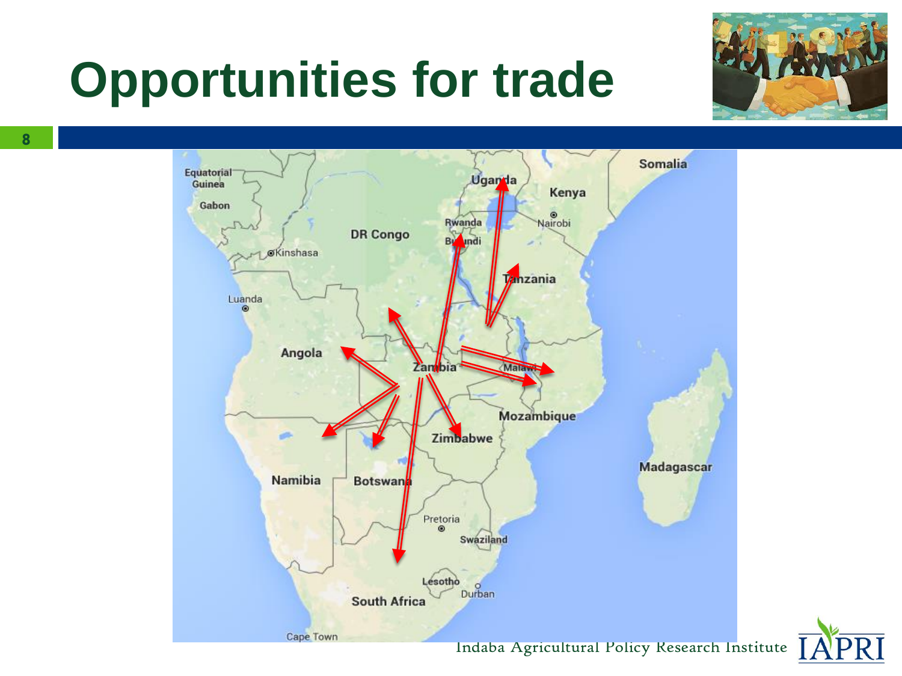# Opportunities for trade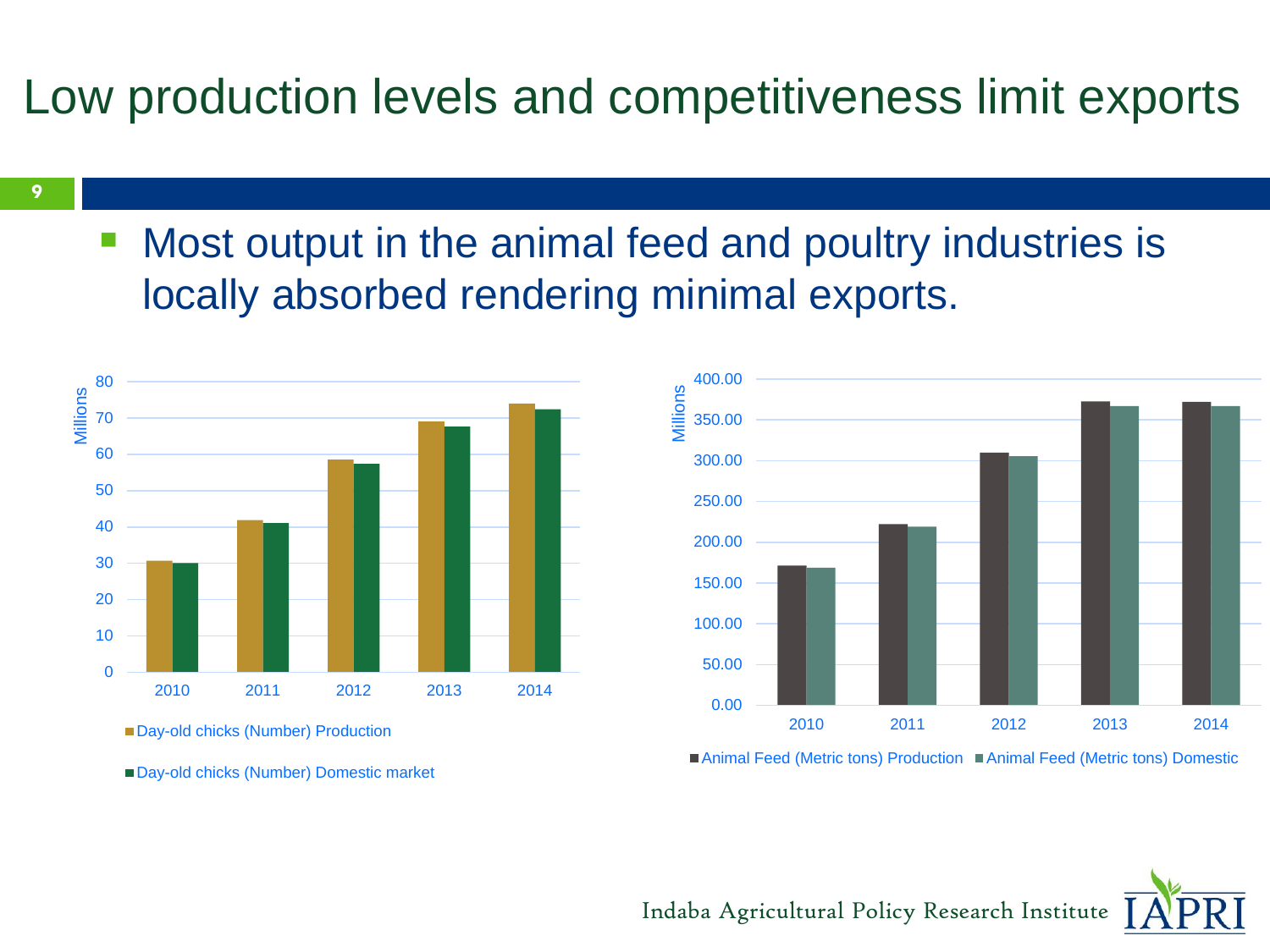# Low production levels and competitiveness limit exports

- Most output in the animal feed and poultry industries is locally absorbed rendering minimal exports.

Millions

80
70
60
50
40
30
20
10
0

2010 2011 2012 2013 2014

Day-old chicks (Number) Production

Day-old chicks (Number) Domestic market

Millions

400.00
350.00
300.00
250.00
200.00
150.00
100.00
50.00
0.00

2010 2011 2012 2013 2014

Animal Feed (Metric tons) Production Animal Feed (Metric tons) Domestic

Indaba Agricultural Policy Research Institute IAPRI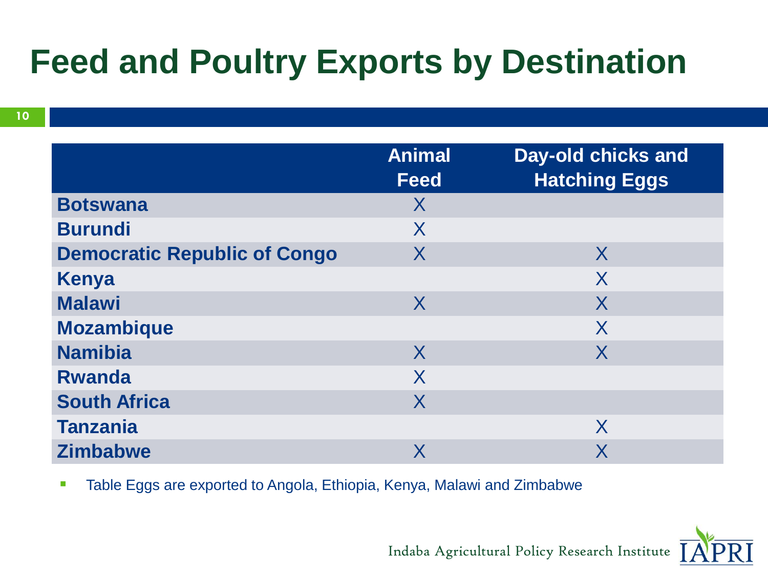# Feed and Poultry Exports by Destination

| | Animal Feed | Day-old chicks and Hatching Eggs |
|---|---|---|
| **Botswana** | X | |
| **Burundi** | X | |
| **Democratic Republic of Congo** | X | X |
| **Kenya** | | X |
| **Malawi** | X | X |
| **Mozambique** | | X |
| **Namibia** | X | X |
| **Rwanda** | X | |
| **South Africa** | X | |
| **Tanzania** | | X |
| **Zimbabwe** | X | X |

- Table Eggs are exported to Angola, Ethiopia, Kenya, Malawi and Zimbabwe

Indaba Agricultural Policy Research Institute IAPRI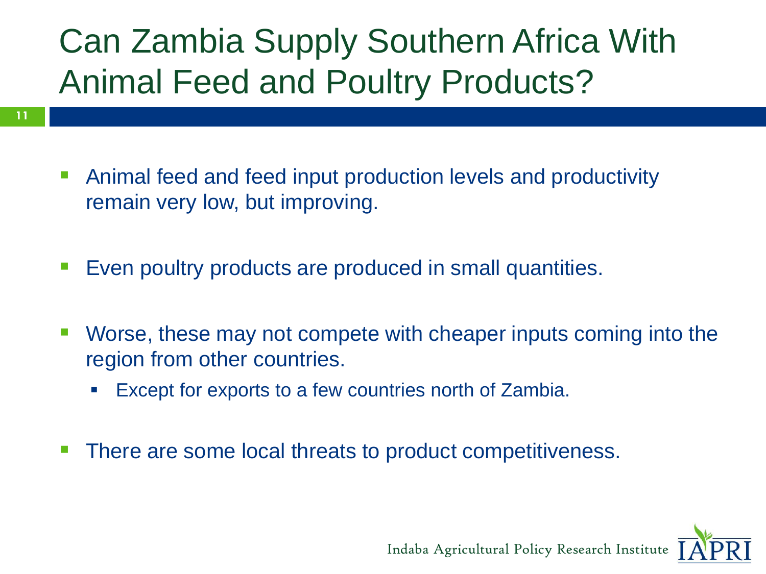# Can Zambia Supply Southern Africa With Animal Feed and Poultry Products?

- Animal feed and feed input production levels and productivity remain very low, but improving.
- Even poultry products are produced in small quantities.
- Worse, these may not compete with cheaper inputs coming into the region from other countries.
  - Except for exports to a few countries north of Zambia.
- There are some local threats to product competitiveness.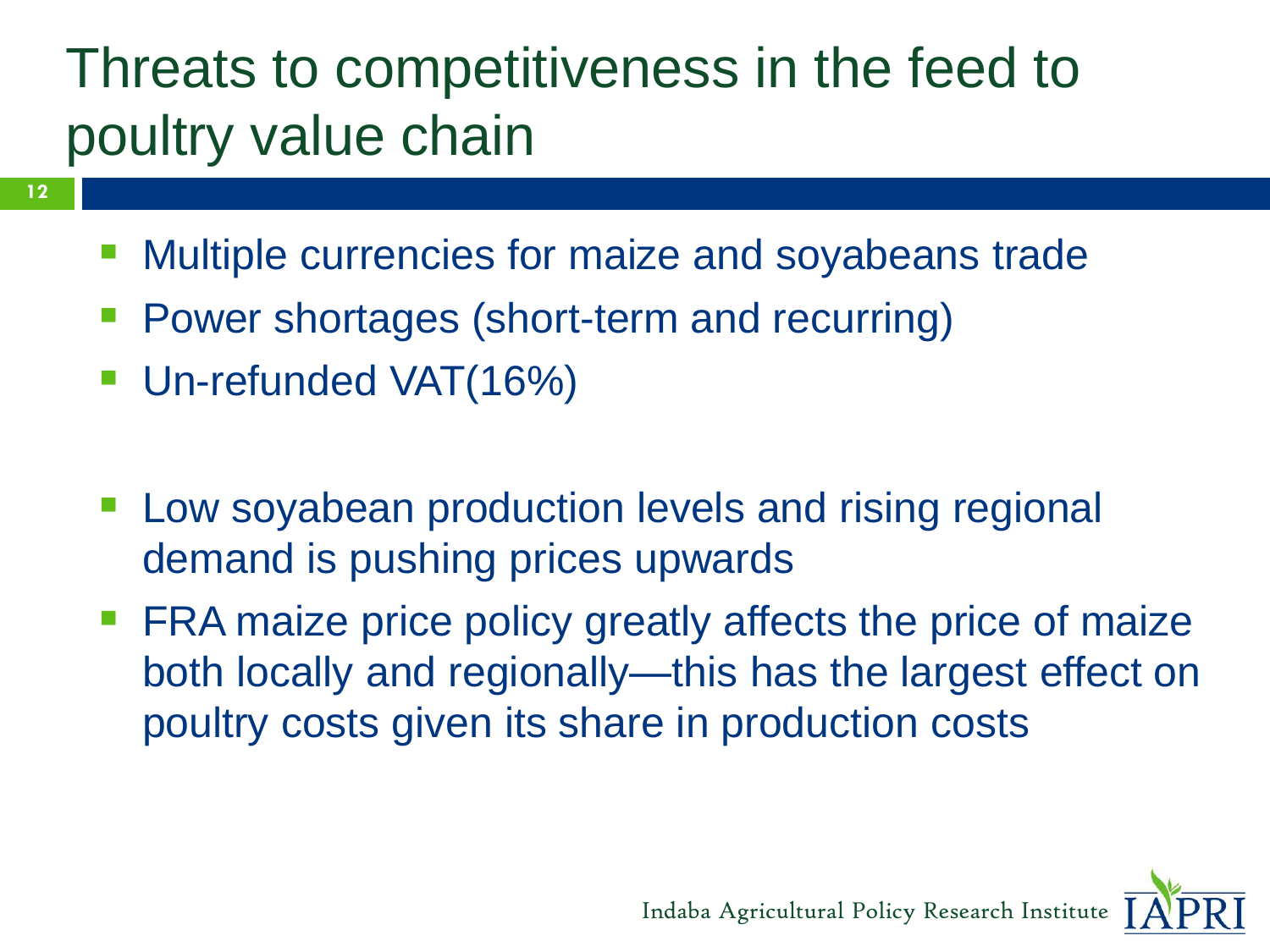# Threats to competitiveness in the feed to poultry value chain

- Multiple currencies for maize and soyabeans trade
- Power shortages (short-term and recurring)
- Un-refunded VAT(16%)

- Low soyabean production levels and rising regional demand is pushing prices upwards
- FRA maize price policy greatly affects the price of maize both locally and regionally—this has the largest effect on poultry costs given its share in production costs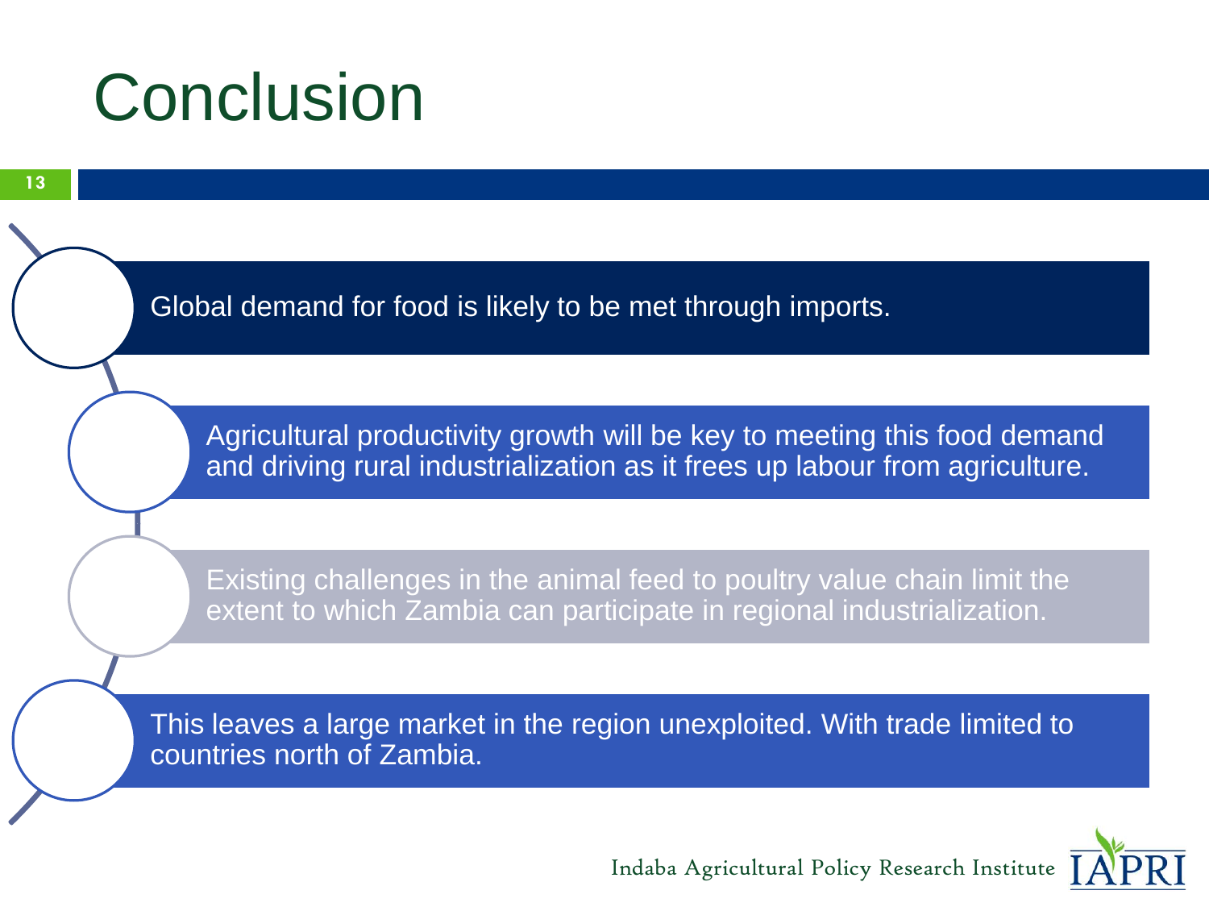# Conclusion

- Global demand for food is likely to be met through imports.
- Agricultural productivity growth will be key to meeting this food demand and driving rural industrialization as it frees up labour from agriculture.
- Existing challenges in the animal feed to poultry value chain limit the extent to which Zambia can participate in regional industrialization.
- This leaves a large market in the region unexploited. With trade limited to countries north of Zambia.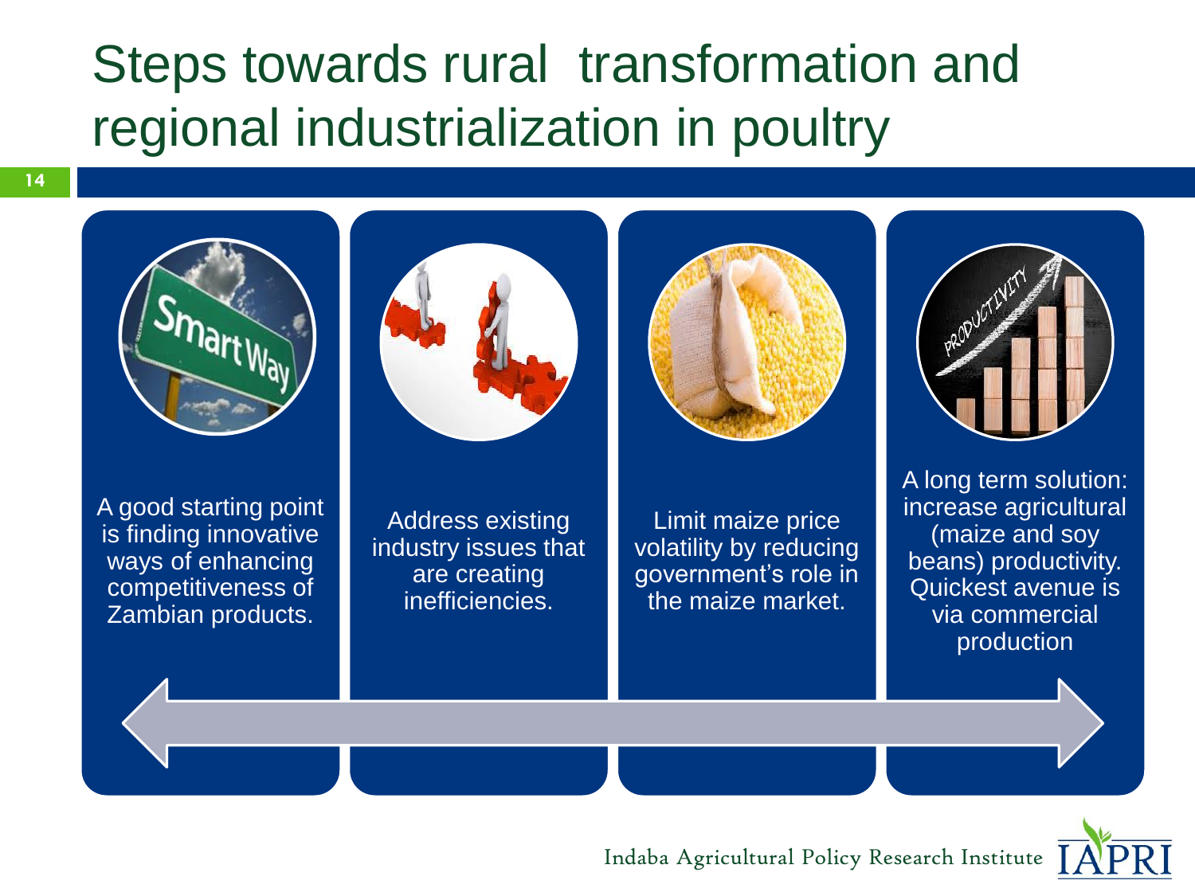# Steps towards rural transformation and regional industrialization in poultry

- A good starting point is finding innovative ways of enhancing competitiveness of Zambian products.
- Address existing industry issues that are creating inefficiencies.
- Limit maize price volatility by reducing government's role in the maize market.
- A long term solution: increase agricultural (maize and soy beans) productivity. Quickest avenue is via commercial production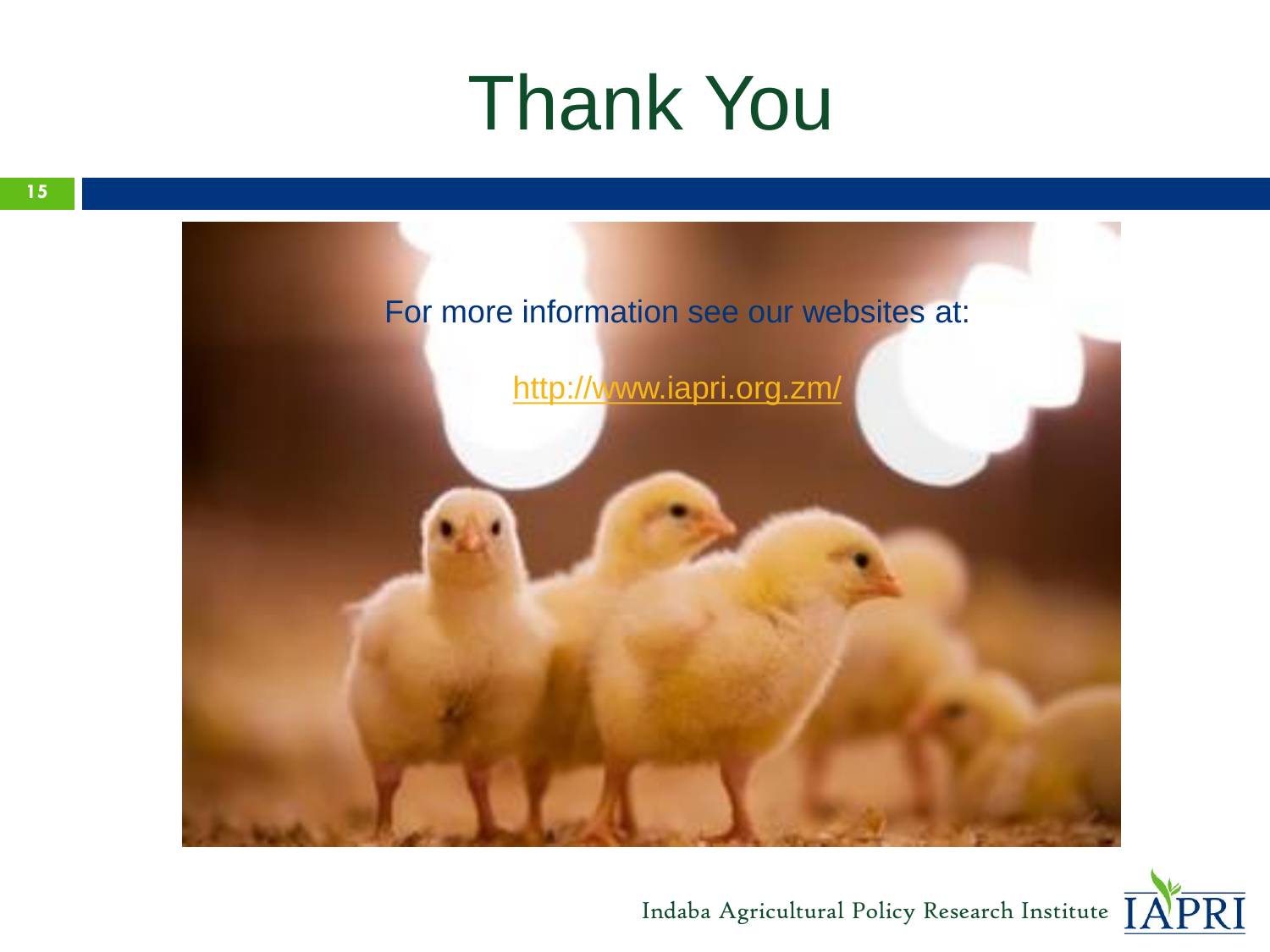# Thank You

For more information see our websites at:

http://www.iapri.org.zm/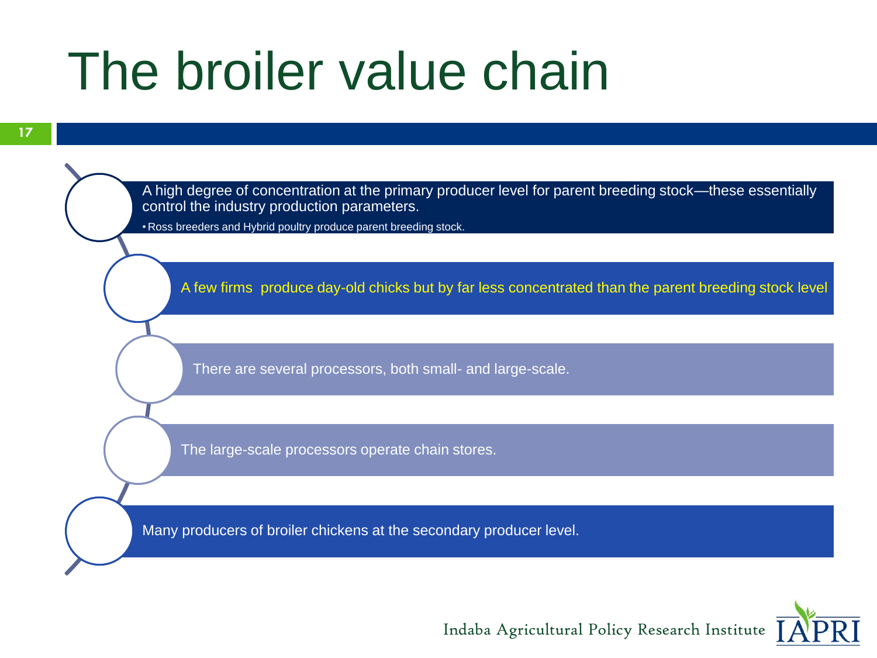# The broiler value chain

- A high degree of concentration at the primary producer level for parent breeding stock—these essentially control the industry production parameters.
  - Ross breeders and Hybrid poultry produce parent breeding stock.
- A few firms  produce day-old chicks but by far less concentrated than the parent breeding stock level
- There are several processors, both small- and large-scale.
- The large-scale processors operate chain stores.
- Many producers of broiler chickens at the secondary producer level.